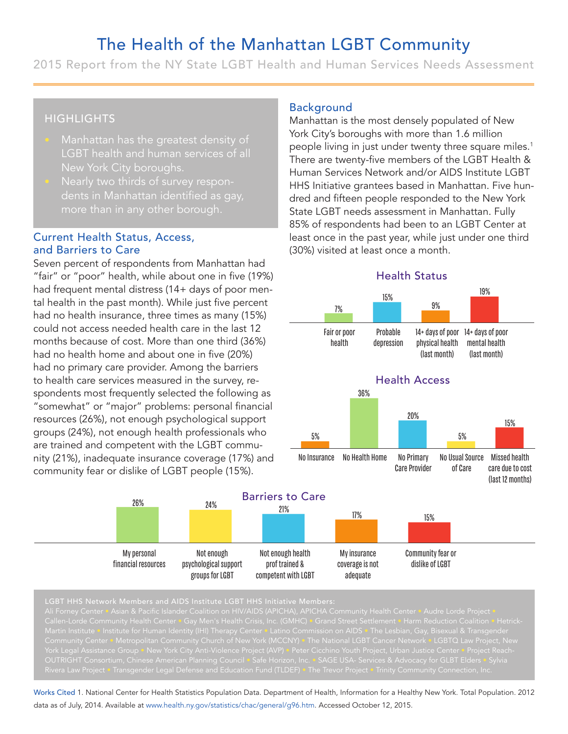# The Health of the Manhattan LGBT Community

2015 Report from the NY State LGBT Health and Human Services Needs Assessment

## HIGHLIGHTS

- Manhattan has the greatest density of LGBT health and human services of all New York City boroughs.
- Nearly two thirds of survey respondents in Manhattan identified as gay, more than in any other borough.

## Current Health Status, Access, and Barriers to Care

Seven percent of respondents from Manhattan had "fair" or "poor" health, while about one in five (19%) had frequent mental distress (14+ days of poor mental health in the past month). While just five percent had no health insurance, three times as many (15%) could not access needed health care in the last 12 months because of cost. More than one third (36%) had no health home and about one in five (20%) had no primary care provider. Among the barriers to health care services measured in the survey, respondents most frequently selected the following as "somewhat" or "major" problems: personal financial resources (26%), not enough psychological support groups (24%), not enough health professionals who are trained and competent with the LGBT community (21%), inadequate insurance coverage (17%) and community fear or dislike of LGBT people (15%).

## Background

Manhattan is the most densely populated of New York City's boroughs with more than 1.6 million people living in just under twenty three square miles.[1] There are twenty-five members of the LGBT Health & Human Services Network and/or AIDS Institute LGBT HHS Initiative grantees based in Manhattan. Five hundred and fifteen people responded to the New York State LGBT needs assessment in Manhattan. Fully 85% of respondents had been to an LGBT Center at least once in the past year, while just under one third (30%) visited at least once a month.

### Health Status

| Fair or poor health | Probable depression | 14+ days of poor physical health (last month) | 14+ days of poor mental health (last month) |
|---|---|---|---|
| 7% | 15% | 9% | 19% |

### Health Access

| No Insurance | No Health Home | No Primary Care Provider | No Usual Source of Care | Missed health care due to cost (last 12 months) |
|---|---|---|---|---|
| 5% | 36% | 20% | 5% | 15% |

### Barriers to Care

| My personal financial resources | Not enough psychological support groups for LGBT | Not enough health prof trained & competent with LGBT | My insurance coverage is not adequate | Community fear or dislike of LGBT |
|---|---|---|---|---|
| 26% | 24% | 21% | 17% | 15% |

**LGBT HHS Network Members and AIDS Institute LGBT HHS Initiative Members:**

Ali Forney Center • Asian & Pacific Islander Coalition on HIV/AIDS (APICHA), APICHA Community Health Center • Audre Lorde Project • Callen-Lorde Community Health Center • Gay Men's Health Crisis, Inc. (GMHC) • Grand Street Settlement • Harm Reduction Coalition • Hetrick-Martin Institute • Institute for Human Identity (IHI) Therapy Center • Latino Commission on AIDS • The Lesbian, Gay, Bisexual & Transgender Community Center • Metropolitan Community Church of New York (MCCNY) • The National LGBT Cancer Network • LGBTQ Law Project, New York Legal Assistance Group • New York City Anti-Violence Project (AVP) • Peter Cicchino Youth Project, Urban Justice Center • Project Reach-OUTRIGHT Consortium, Chinese American Planning Council • Safe Horizon, Inc. • SAGE USA- Services & Advocacy for GLBT Elders • Sylvia Rivera Law Project • Transgender Legal Defense and Education Fund (TLDEF) • The Trevor Project • Trinity Community Connection, Inc.

Works Cited 1. National Center for Health Statistics Population Data. Department of Health, Information for a Healthy New York. Total Population. 2012 data as of July, 2014. Available at www.health.ny.gov/statistics/chac/general/g96.htm. Accessed October 12, 2015.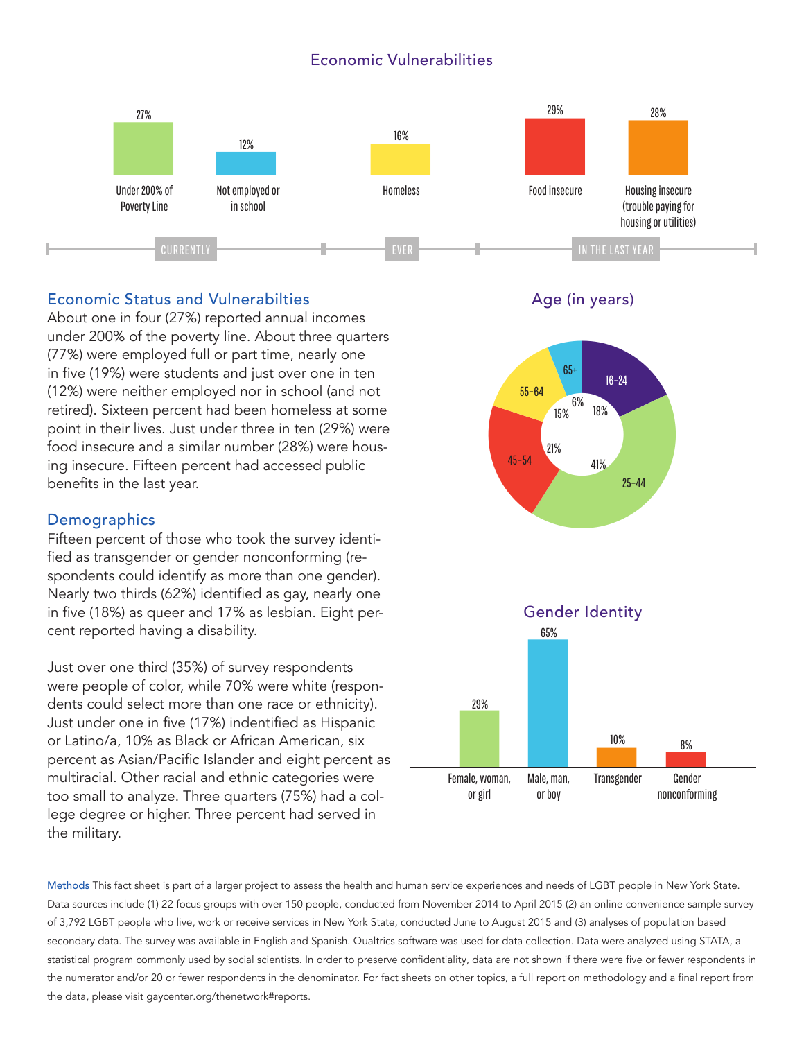## Economic Vulnerabilities

27%
Under 200% of Poverty Line

12%
Not employed or in school

16%
Homeless

29%
Food insecure

28%
Housing insecure (trouble paying for housing or utilities)

CURRENTLY
EVER
IN THE LAST YEAR

## Economic Status and Vulnerabilties

About one in four (27%) reported annual incomes under 200% of the poverty line. About three quarters (77%) were employed full or part time, nearly one in five (19%) were students and just over one in ten (12%) were neither employed nor in school (and not retired). Sixteen percent had been homeless at some point in their lives. Just under three in ten (29%) were food insecure and a similar number (28%) were housing insecure. Fifteen percent had accessed public benefits in the last year.

## Demographics

Fifteen percent of those who took the survey identified as transgender or gender nonconforming (respondents could identify as more than one gender). Nearly two thirds (62%) identified as gay, nearly one in five (18%) as queer and 17% as lesbian. Eight percent reported having a disability.

Just over one third (35%) of survey respondents were people of color, while 70% were white (respondents could select more than one race or ethnicity). Just under one in five (17%) indentified as Hispanic or Latino/a, 10% as Black or African American, six percent as Asian/Pacific Islander and eight percent as multiracial. Other racial and ethnic categories were too small to analyze. Three quarters (75%) had a college degree or higher. Three percent had served in the military.

## Age (in years)

16–24
18%

25–44
41%

45–54
21%

55–64
15%

65+
6%

## Gender Identity

29%
Female, woman, or girl

65%
Male, man, or boy

10%
Transgender

8%
Gender nonconforming

Methods This fact sheet is part of a larger project to assess the health and human service experiences and needs of LGBT people in New York State. Data sources include (1) 22 focus groups with over 150 people, conducted from November 2014 to April 2015 (2) an online convenience sample survey of 3,792 LGBT people who live, work or receive services in New York State, conducted June to August 2015 and (3) analyses of population based secondary data. The survey was available in English and Spanish. Qualtrics software was used for data collection. Data were analyzed using STATA, a statistical program commonly used by social scientists. In order to preserve confidentiality, data are not shown if there were five or fewer respondents in the numerator and/or 20 or fewer respondents in the denominator. For fact sheets on other topics, a full report on methodology and a final report from the data, please visit gaycenter.org/thenetwork#reports.